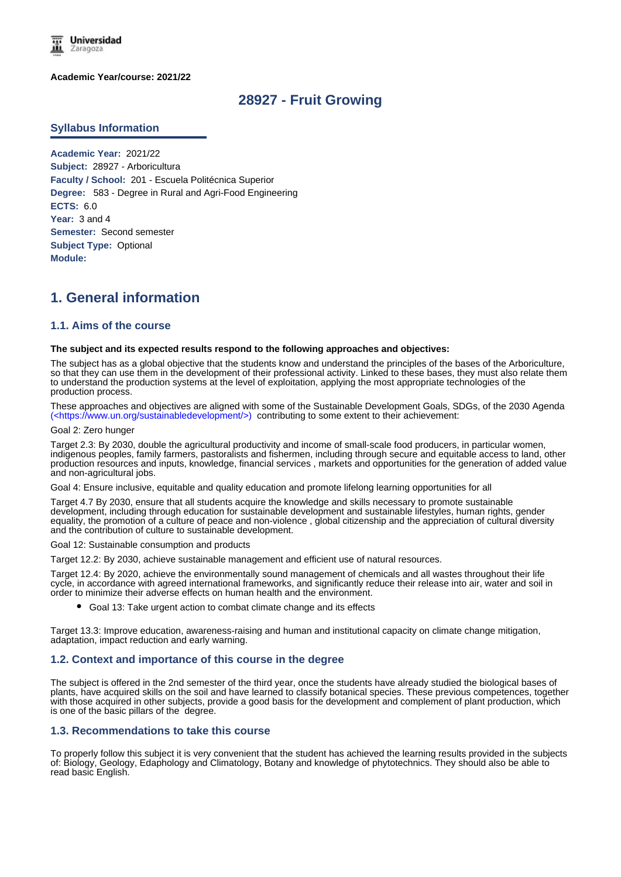**Academic Year/course: 2021/22**

# 28927 - Fruit Growing

## Syllabus Information

**Academic Year:** 2021/22
**Subject:** 28927 - Arboricultura
**Faculty / School:** 201 - Escuela Politécnica Superior
**Degree:** 583 - Degree in Rural and Agri-Food Engineering
**ECTS:** 6.0
**Year:** 3 and 4
**Semester:** Second semester
**Subject Type:** Optional
**Module:**

# 1. General information

## 1.1. Aims of the course

**The subject and its expected results respond to the following approaches and objectives:**

The subject has as a global objective that the students know and understand the principles of the bases of the Arboriculture, so that they can use them in the development of their professional activity. Linked to these bases, they must also relate them to understand the production systems at the level of exploitation, applying the most appropriate technologies of the production process.

These approaches and objectives are aligned with some of the Sustainable Development Goals, SDGs, of the 2030 Agenda (<https://www.un.org/sustainabledevelopment/>) contributing to some extent to their achievement:

Goal 2: Zero hunger

Target 2.3: By 2030, double the agricultural productivity and income of small-scale food producers, in particular women, indigenous peoples, family farmers, pastoralists and fishermen, including through secure and equitable access to land, other production resources and inputs, knowledge, financial services , markets and opportunities for the generation of added value and non-agricultural jobs.

Goal 4: Ensure inclusive, equitable and quality education and promote lifelong learning opportunities for all

Target 4.7 By 2030, ensure that all students acquire the knowledge and skills necessary to promote sustainable development, including through education for sustainable development and sustainable lifestyles, human rights, gender equality, the promotion of a culture of peace and non-violence , global citizenship and the appreciation of cultural diversity and the contribution of culture to sustainable development.

Goal 12: Sustainable consumption and products

Target 12.2: By 2030, achieve sustainable management and efficient use of natural resources.

Target 12.4: By 2020, achieve the environmentally sound management of chemicals and all wastes throughout their life cycle, in accordance with agreed international frameworks, and significantly reduce their release into air, water and soil in order to minimize their adverse effects on human health and the environment.

- Goal 13: Take urgent action to combat climate change and its effects

Target 13.3: Improve education, awareness-raising and human and institutional capacity on climate change mitigation, adaptation, impact reduction and early warning.

## 1.2. Context and importance of this course in the degree

The subject is offered in the 2nd semester of the third year, once the students have already studied the biological bases of plants, have acquired skills on the soil and have learned to classify botanical species. These previous competences, together with those acquired in other subjects, provide a good basis for the development and complement of plant production, which is one of the basic pillars of the degree.

## 1.3. Recommendations to take this course

To properly follow this subject it is very convenient that the student has achieved the learning results provided in the subjects of: Biology, Geology, Edaphology and Climatology, Botany and knowledge of phytotechnics. They should also be able to read basic English.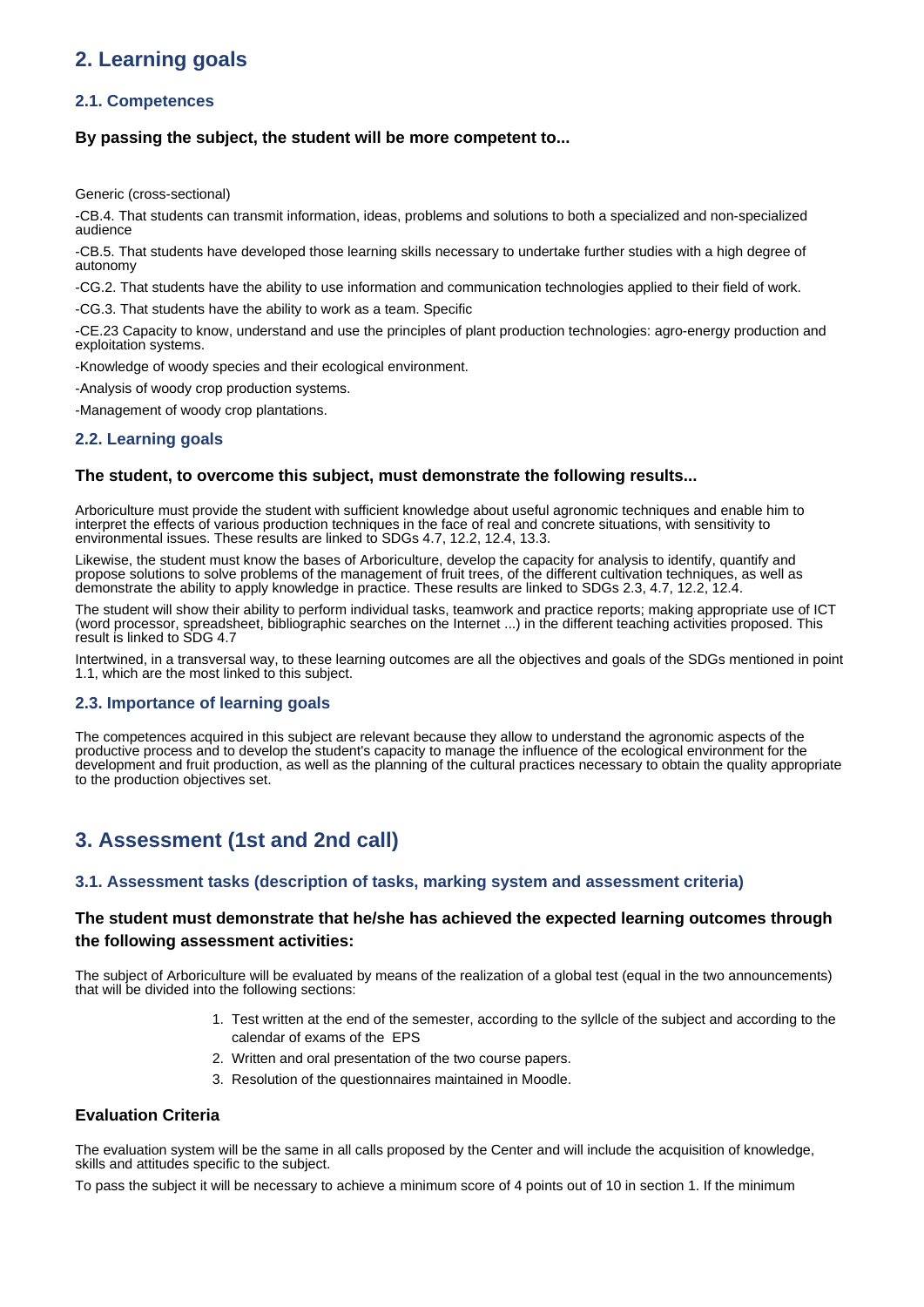## 2. Learning goals

### 2.1. Competences

#### By passing the subject, the student will be more competent to...

Generic (cross-sectional)

-CB.4. That students can transmit information, ideas, problems and solutions to both a specialized and non-specialized audience

-CB.5. That students have developed those learning skills necessary to undertake further studies with a high degree of autonomy

-CG.2. That students have the ability to use information and communication technologies applied to their field of work.

-CG.3. That students have the ability to work as a team. Specific

-CE.23 Capacity to know, understand and use the principles of plant production technologies: agro-energy production and exploitation systems.

-Knowledge of woody species and their ecological environment.

-Analysis of woody crop production systems.

-Management of woody crop plantations.

### 2.2. Learning goals

#### The student, to overcome this subject, must demonstrate the following results...

Arboriculture must provide the student with sufficient knowledge about useful agronomic techniques and enable him to interpret the effects of various production techniques in the face of real and concrete situations, with sensitivity to environmental issues. These results are linked to SDGs 4.7, 12.2, 12.4, 13.3.

Likewise, the student must know the bases of Arboriculture, develop the capacity for analysis to identify, quantify and propose solutions to solve problems of the management of fruit trees, of the different cultivation techniques, as well as demonstrate the ability to apply knowledge in practice. These results are linked to SDGs 2.3, 4.7, 12.2, 12.4.

The student will show their ability to perform individual tasks, teamwork and practice reports; making appropriate use of ICT (word processor, spreadsheet, bibliographic searches on the Internet ...) in the different teaching activities proposed. This result is linked to SDG 4.7

Intertwined, in a transversal way, to these learning outcomes are all the objectives and goals of the SDGs mentioned in point 1.1, which are the most linked to this subject.

### 2.3. Importance of learning goals

The competences acquired in this subject are relevant because they allow to understand the agronomic aspects of the productive process and to develop the student's capacity to manage the influence of the ecological environment for the development and fruit production, as well as the planning of the cultural practices necessary to obtain the quality appropriate to the production objectives set.

## 3. Assessment (1st and 2nd call)

### 3.1. Assessment tasks (description of tasks, marking system and assessment criteria)

#### The student must demonstrate that he/she has achieved the expected learning outcomes through the following assessment activities:

The subject of Arboriculture will be evaluated by means of the realization of a global test (equal in the two announcements) that will be divided into the following sections:

1. Test written at the end of the semester, according to the syllcle of the subject and according to the calendar of exams of the EPS
2. Written and oral presentation of the two course papers.
3. Resolution of the questionnaires maintained in Moodle.

#### Evaluation Criteria

The evaluation system will be the same in all calls proposed by the Center and will include the acquisition of knowledge, skills and attitudes specific to the subject.

To pass the subject it will be necessary to achieve a minimum score of 4 points out of 10 in section 1. If the minimum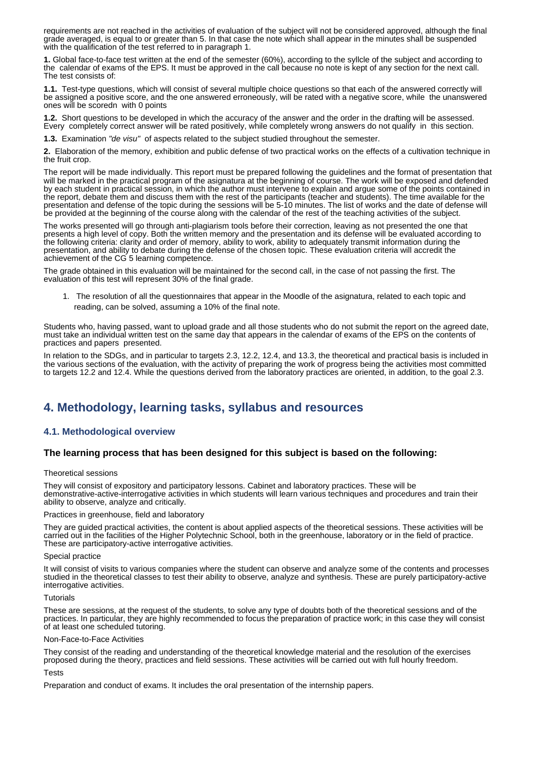requirements are not reached in the activities of evaluation of the subject will not be considered approved, although the final grade averaged, is equal to or greater than 5. In that case the note which shall appear in the minutes shall be suspended with the qualification of the test referred to in paragraph 1.

**1.** Global face-to-face test written at the end of the semester (60%), according to the syllcle of the subject and according to the calendar of exams of the EPS. It must be approved in the call because no note is kept of any section for the next call. The test consists of:

**1.1.** Test-type questions, which will consist of several multiple choice questions so that each of the answered correctly will be assigned a positive score, and the one answered erroneously, will be rated with a negative score, while the unanswered ones will be scoredn with 0 points

**1.2.** Short questions to be developed in which the accuracy of the answer and the order in the drafting will be assessed. Every completely correct answer will be rated positively, while completely wrong answers do not qualify in this section.

**1.3.** Examination *"de visu"* of aspects related to the subject studied throughout the semester.

**2.** Elaboration of the memory, exhibition and public defense of two practical works on the effects of a cultivation technique in the fruit crop.

The report will be made individually. This report must be prepared following the guidelines and the format of presentation that will be marked in the practical program of the asignatura at the beginning of course. The work will be exposed and defended by each student in practical session, in which the author must intervene to explain and argue some of the points contained in the report, debate them and discuss them with the rest of the participants (teacher and students). The time available for the presentation and defense of the topic during the sessions will be 5-10 minutes. The list of works and the date of defense will be provided at the beginning of the course along with the calendar of the rest of the teaching activities of the subject.

The works presented will go through anti-plagiarism tools before their correction, leaving as not presented the one that presents a high level of copy. Both the written memory and the presentation and its defense will be evaluated according to the following criteria: clarity and order of memory, ability to work, ability to adequately transmit information during the presentation, and ability to debate during the defense of the chosen topic. These evaluation criteria will accredit the achievement of the CG 5 learning competence.

The grade obtained in this evaluation will be maintained for the second call, in the case of not passing the first. The evaluation of this test will represent 30% of the final grade.

1. The resolution of all the questionnaires that appear in the Moodle of the asignatura, related to each topic and reading, can be solved, assuming a 10% of the final note.

Students who, having passed, want to upload grade and all those students who do not submit the report on the agreed date, must take an individual written test on the same day that appears in the calendar of exams of the EPS on the contents of practices and papers presented.

In relation to the SDGs, and in particular to targets 2.3, 12.2, 12.4, and 13.3, the theoretical and practical basis is included in the various sections of the evaluation, with the activity of preparing the work of progress being the activities most committed to targets 12.2 and 12.4. While the questions derived from the laboratory practices are oriented, in addition, to the goal 2.3.

# 4. Methodology, learning tasks, syllabus and resources

## 4.1. Methodological overview

### The learning process that has been designed for this subject is based on the following:

Theoretical sessions

They will consist of expository and participatory lessons. Cabinet and laboratory practices. These will be demonstrative-active-interrogative activities in which students will learn various techniques and procedures and train their ability to observe, analyze and critically.

Practices in greenhouse, field and laboratory

They are guided practical activities, the content is about applied aspects of the theoretical sessions. These activities will be carried out in the facilities of the Higher Polytechnic School, both in the greenhouse, laboratory or in the field of practice. These are participatory-active interrogative activities.

Special practice

It will consist of visits to various companies where the student can observe and analyze some of the contents and processes studied in the theoretical classes to test their ability to observe, analyze and synthesis. These are purely participatory-active interrogative activities.

Tutorials

These are sessions, at the request of the students, to solve any type of doubts both of the theoretical sessions and of the practices. In particular, they are highly recommended to focus the preparation of practice work; in this case they will consist of at least one scheduled tutoring.

Non-Face-to-Face Activities

They consist of the reading and understanding of the theoretical knowledge material and the resolution of the exercises proposed during the theory, practices and field sessions. These activities will be carried out with full hourly freedom.

Tests

Preparation and conduct of exams. It includes the oral presentation of the internship papers.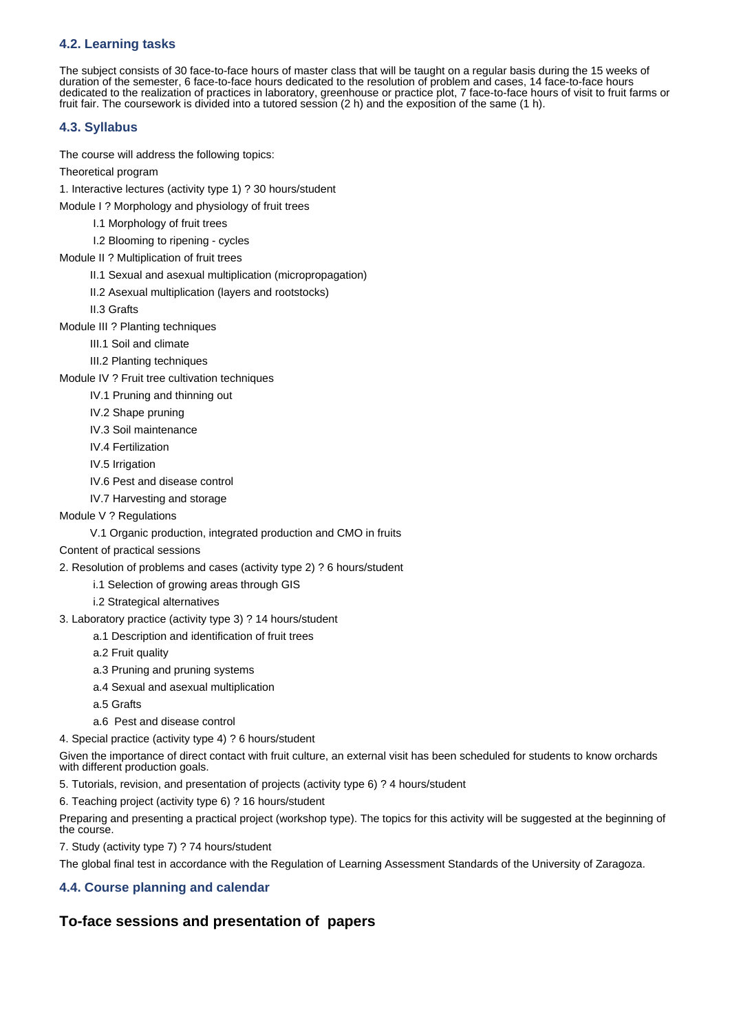### 4.2. Learning tasks

The subject consists of 30 face-to-face hours of master class that will be taught on a regular basis during the 15 weeks of duration of the semester, 6 face-to-face hours dedicated to the resolution of problem and cases, 14 face-to-face hours dedicated to the realization of practices in laboratory, greenhouse or practice plot, 7 face-to-face hours of visit to fruit farms or fruit fair. The coursework is divided into a tutored session (2 h) and the exposition of the same (1 h).

### 4.3. Syllabus

The course will address the following topics:

Theoretical program

1. Interactive lectures (activity type 1) ? 30 hours/student

Module I ? Morphology and physiology of fruit trees

- I.1 Morphology of fruit trees
- I.2 Blooming to ripening - cycles

Module II ? Multiplication of fruit trees

- II.1 Sexual and asexual multiplication (micropropagation)
- II.2 Asexual multiplication (layers and rootstocks)
- II.3 Grafts

Module III ? Planting techniques

- III.1 Soil and climate
- III.2 Planting techniques

Module IV ? Fruit tree cultivation techniques

- IV.1 Pruning and thinning out
- IV.2 Shape pruning
- IV.3 Soil maintenance
- IV.4 Fertilization
- IV.5 Irrigation
- IV.6 Pest and disease control
- IV.7 Harvesting and storage

Module V ? Regulations

- V.1 Organic production, integrated production and CMO in fruits

Content of practical sessions

2. Resolution of problems and cases (activity type 2) ? 6 hours/student

- i.1 Selection of growing areas through GIS
- i.2 Strategical alternatives

3. Laboratory practice (activity type 3) ? 14 hours/student

- a.1 Description and identification of fruit trees
- a.2 Fruit quality
- a.3 Pruning and pruning systems
- a.4 Sexual and asexual multiplication
- a.5 Grafts
- a.6 Pest and disease control

4. Special practice (activity type 4) ? 6 hours/student

Given the importance of direct contact with fruit culture, an external visit has been scheduled for students to know orchards with different production goals.

5. Tutorials, revision, and presentation of projects (activity type 6) ? 4 hours/student

6. Teaching project (activity type 6) ? 16 hours/student

Preparing and presenting a practical project (workshop type). The topics for this activity will be suggested at the beginning of the course.

7. Study (activity type 7) ? 74 hours/student

The global final test in accordance with the Regulation of Learning Assessment Standards of the University of Zaragoza.

### 4.4. Course planning and calendar

## To-face sessions and presentation of papers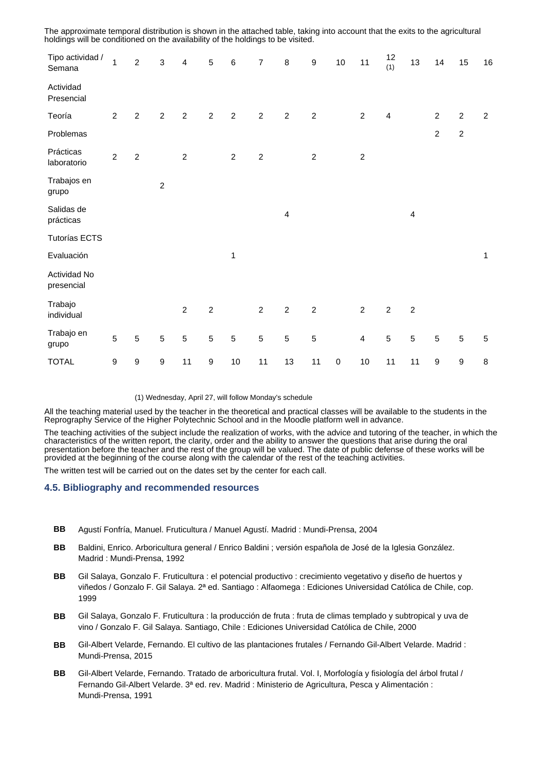The approximate temporal distribution is shown in the attached table, taking into account that the exits to the agricultural holdings will be conditioned on the availability of the holdings to be visited.

| Tipo actividad / Semana | 1 | 2 | 3 | 4 | 5 | 6 | 7 | 8 | 9 | 10 | 11 | 12 (1) | 13 | 14 | 15 | 16 |
|---|---|---|---|---|---|---|---|---|---|---|---|---|---|---|---|---|
| Actividad Presencial | | | | | | | | | | | | | | | | |
| Teoría | 2 | 2 | 2 | 2 | 2 | 2 | 2 | 2 | 2 | | 2 | 4 | | 2 | 2 | 2 |
| Problemas | | | | | | | | | | | | | | 2 | 2 | |
| Prácticas laboratorio | 2 | 2 | | 2 | | 2 | 2 | | 2 | | 2 | | | | | |
| Trabajos en grupo | | | 2 | | | | | | | | | | | | | |
| Salidas de prácticas | | | | | | | | 4 | | | | | 4 | | | |
| Tutorías ECTS | | | | | | | | | | | | | | | | |
| Evaluación | | | | | | 1 | | | | | | | | | | 1 |
| Actividad No presencial | | | | | | | | | | | | | | | | |
| Trabajo individual | | | | 2 | 2 | | 2 | 2 | 2 | | 2 | 2 | 2 | | | |
| Trabajo en grupo | 5 | 5 | 5 | 5 | 5 | 5 | 5 | 5 | 5 | | 4 | 5 | 5 | 5 | 5 | 5 |
| TOTAL | 9 | 9 | 9 | 11 | 9 | 10 | 11 | 13 | 11 | 0 | 10 | 11 | 11 | 9 | 9 | 8 |

(1) Wednesday, April 27, will follow Monday's schedule

All the teaching material used by the teacher in the theoretical and practical classes will be available to the students in the Reprography Service of the Higher Polytechnic School and in the Moodle platform well in advance.

The teaching activities of the subject include the realization of works, with the advice and tutoring of the teacher, in which the characteristics of the written report, the clarity, order and the ability to answer the questions that arise during the oral presentation before the teacher and the rest of the group will be valued. The date of public defense of these works will be provided at the beginning of the course along with the calendar of the rest of the teaching activities.

The written test will be carried out on the dates set by the center for each call.

### 4.5. Bibliography and recommended resources

- **BB** Agustí Fonfría, Manuel. Fruticultura / Manuel Agustí. Madrid : Mundi-Prensa, 2004
- **BB** Baldini, Enrico. Arboricultura general / Enrico Baldini ; versión española de José de la Iglesia González. Madrid : Mundi-Prensa, 1992
- **BB** Gil Salaya, Gonzalo F. Fruticultura : el potencial productivo : crecimiento vegetativo y diseño de huertos y viñedos / Gonzalo F. Gil Salaya. 2ª ed. Santiago : Alfaomega : Ediciones Universidad Católica de Chile, cop. 1999
- **BB** Gil Salaya, Gonzalo F. Fruticultura : la producción de fruta : fruta de climas templado y subtropical y uva de vino / Gonzalo F. Gil Salaya. Santiago, Chile : Ediciones Universidad Católica de Chile, 2000
- **BB** Gil-Albert Velarde, Fernando. El cultivo de las plantaciones frutales / Fernando Gil-Albert Velarde. Madrid : Mundi-Prensa, 2015
- **BB** Gil-Albert Velarde, Fernando. Tratado de arboricultura frutal. Vol. I, Morfología y fisiología del árbol frutal / Fernando Gil-Albert Velarde. 3ª ed. rev. Madrid : Ministerio de Agricultura, Pesca y Alimentación : Mundi-Prensa, 1991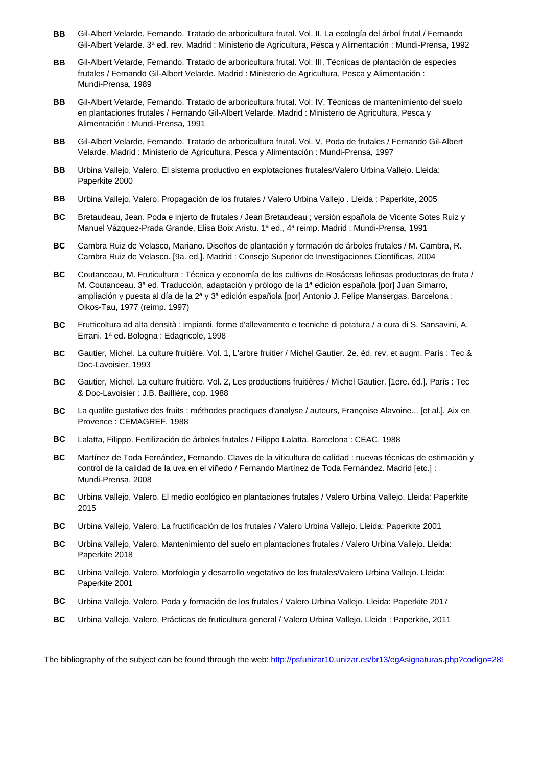**BB** Gil-Albert Velarde, Fernando. Tratado de arboricultura frutal. Vol. II, La ecología del árbol frutal / Fernando Gil-Albert Velarde. 3ª ed. rev. Madrid : Ministerio de Agricultura, Pesca y Alimentación : Mundi-Prensa, 1992

**BB** Gil-Albert Velarde, Fernando. Tratado de arboricultura frutal. Vol. III, Técnicas de plantación de especies frutales / Fernando Gil-Albert Velarde. Madrid : Ministerio de Agricultura, Pesca y Alimentación : Mundi-Prensa, 1989

**BB** Gil-Albert Velarde, Fernando. Tratado de arboricultura frutal. Vol. IV, Técnicas de mantenimiento del suelo en plantaciones frutales / Fernando Gil-Albert Velarde. Madrid : Ministerio de Agricultura, Pesca y Alimentación : Mundi-Prensa, 1991

**BB** Gil-Albert Velarde, Fernando. Tratado de arboricultura frutal. Vol. V, Poda de frutales / Fernando Gil-Albert Velarde. Madrid : Ministerio de Agricultura, Pesca y Alimentación : Mundi-Prensa, 1997

**BB** Urbina Vallejo, Valero. El sistema productivo en explotaciones frutales/Valero Urbina Vallejo. Lleida: Paperkite 2000

**BB** Urbina Vallejo, Valero. Propagación de los frutales / Valero Urbina Vallejo . Lleida : Paperkite, 2005

**BC** Bretaudeau, Jean. Poda e injerto de frutales / Jean Bretaudeau ; versión española de Vicente Sotes Ruiz y Manuel Vázquez-Prada Grande, Elisa Boix Aristu. 1ª ed., 4ª reimp. Madrid : Mundi-Prensa, 1991

**BC** Cambra Ruiz de Velasco, Mariano. Diseños de plantación y formación de árboles frutales / M. Cambra, R. Cambra Ruiz de Velasco. [9a. ed.]. Madrid : Consejo Superior de Investigaciones Científicas, 2004

**BC** Coutanceau, M. Fruticultura : Técnica y economía de los cultivos de Rosáceas leñosas productoras de fruta / M. Coutanceau. 3ª ed. Traducción, adaptación y prólogo de la 1ª edición española [por] Juan Simarro, ampliación y puesta al día de la 2ª y 3ª edición española [por] Antonio J. Felipe Mansergas. Barcelona : Oikos-Tau, 1977 (reimp. 1997)

**BC** Frutticoltura ad alta densità : impianti, forme d'allevamento e tecniche di potatura / a cura di S. Sansavini, A. Errani. 1ª ed. Bologna : Edagricole, 1998

**BC** Gautier, Michel. La culture fruitière. Vol. 1, L'arbre fruitier / Michel Gautier. 2e. éd. rev. et augm. París : Tec & Doc-Lavoisier, 1993

**BC** Gautier, Michel. La culture fruitière. Vol. 2, Les productions fruitières / Michel Gautier. [1ere. éd.]. París : Tec & Doc-Lavoisier : J.B. Baillière, cop. 1988

**BC** La qualite gustative des fruits : méthodes practiques d'analyse / auteurs, Françoise Alavoine... [et al.]. Aix en Provence : CEMAGREF, 1988

**BC** Lalatta, Filippo. Fertilización de árboles frutales / Filippo Lalatta. Barcelona : CEAC, 1988

**BC** Martínez de Toda Fernández, Fernando. Claves de la viticultura de calidad : nuevas técnicas de estimación y control de la calidad de la uva en el viñedo / Fernando Martínez de Toda Fernández. Madrid [etc.] : Mundi-Prensa, 2008

**BC** Urbina Vallejo, Valero. El medio ecológico en plantaciones frutales / Valero Urbina Vallejo. Lleida: Paperkite 2015

**BC** Urbina Vallejo, Valero. La fructificación de los frutales / Valero Urbina Vallejo. Lleida: Paperkite 2001

**BC** Urbina Vallejo, Valero. Mantenimiento del suelo en plantaciones frutales / Valero Urbina Vallejo. Lleida: Paperkite 2018

**BC** Urbina Vallejo, Valero. Morfologia y desarrollo vegetativo de los frutales/Valero Urbina Vallejo. Lleida: Paperkite 2001

**BC** Urbina Vallejo, Valero. Poda y formación de los frutales / Valero Urbina Vallejo. Lleida: Paperkite 2017

**BC** Urbina Vallejo, Valero. Prácticas de fruticultura general / Valero Urbina Vallejo. Lleida : Paperkite, 2011

The bibliography of the subject can be found through the web: http://psfunizar10.unizar.es/br13/egAsignaturas.php?codigo=28